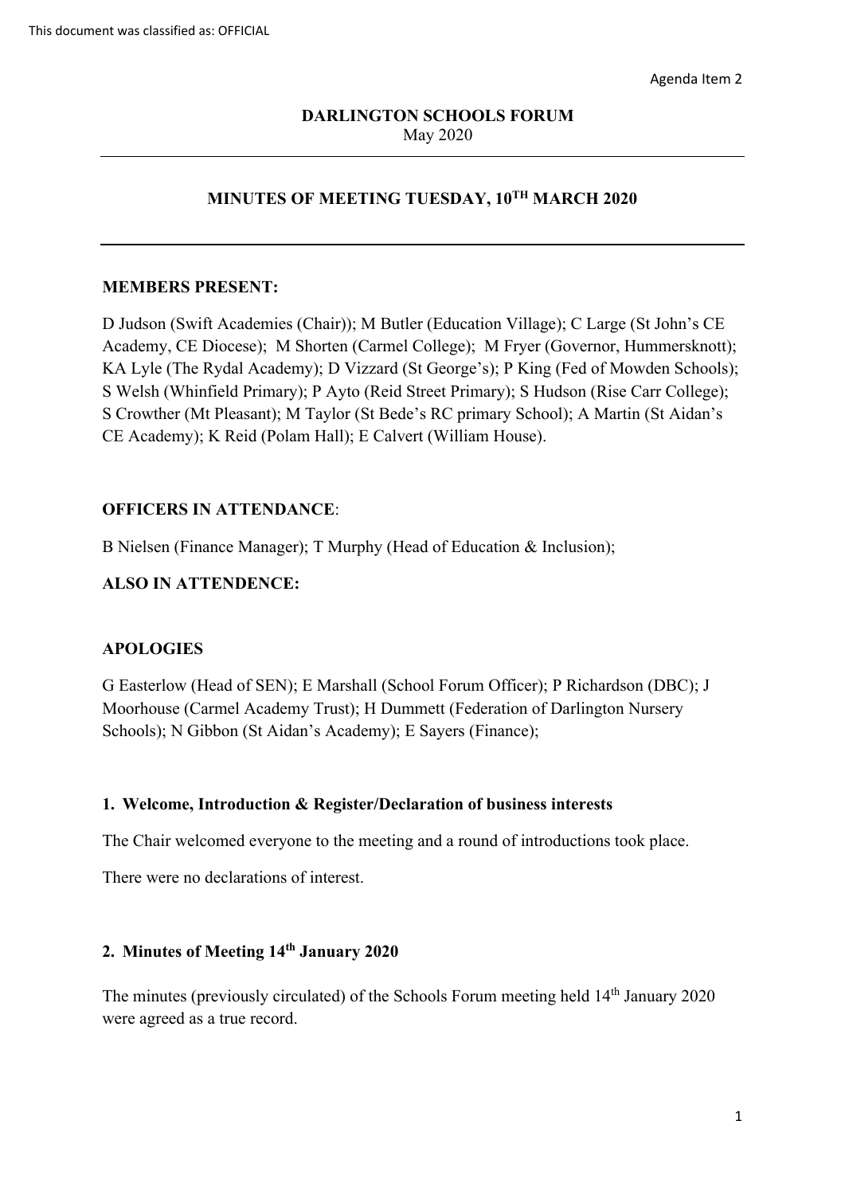This document was classified as: OFFICIAL

Agenda Item 2

**DARLINGTON SCHOOLS FORUM**
May 2020

---

**MINUTES OF MEETING TUESDAY, 10TH MARCH 2020**

---

**MEMBERS PRESENT:**

D Judson (Swift Academies (Chair)); M Butler (Education Village); C Large (St John's CE Academy, CE Diocese); M Shorten (Carmel College); M Fryer (Governor, Hummersknott); KA Lyle (The Rydal Academy); D Vizzard (St George's); P King (Fed of Mowden Schools); S Welsh (Whinfield Primary); P Ayto (Reid Street Primary); S Hudson (Rise Carr College); S Crowther (Mt Pleasant); M Taylor (St Bede's RC primary School); A Martin (St Aidan's CE Academy); K Reid (Polam Hall); E Calvert (William House).

**OFFICERS IN ATTENDANCE**:

B Nielsen (Finance Manager); T Murphy (Head of Education & Inclusion);

**ALSO IN ATTENDENCE:**

**APOLOGIES**

G Easterlow (Head of SEN); E Marshall (School Forum Officer); P Richardson (DBC); J Moorhouse (Carmel Academy Trust); H Dummett (Federation of Darlington Nursery Schools); N Gibbon (St Aidan's Academy); E Sayers (Finance);

**1. Welcome, Introduction & Register/Declaration of business interests**

The Chair welcomed everyone to the meeting and a round of introductions took place.

There were no declarations of interest.

**2. Minutes of Meeting 14th January 2020**

The minutes (previously circulated) of the Schools Forum meeting held 14th January 2020 were agreed as a true record.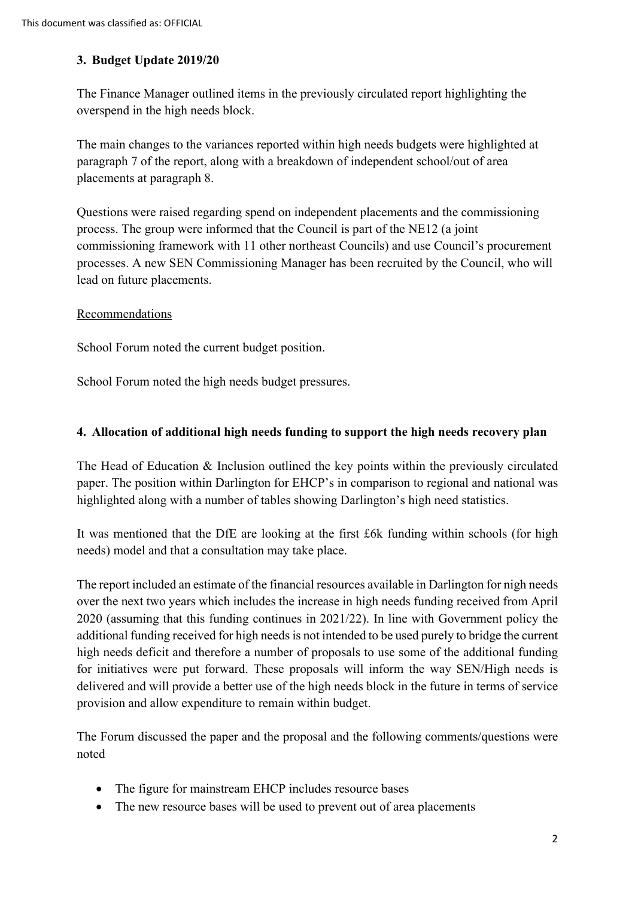### 3. Budget Update 2019/20

The Finance Manager outlined items in the previously circulated report highlighting the overspend in the high needs block.

The main changes to the variances reported within high needs budgets were highlighted at paragraph 7 of the report, along with a breakdown of independent school/out of area placements at paragraph 8.

Questions were raised regarding spend on independent placements and the commissioning process. The group were informed that the Council is part of the NE12 (a joint commissioning framework with 11 other northeast Councils) and use Council's procurement processes. A new SEN Commissioning Manager has been recruited by the Council, who will lead on future placements.

Recommendations

School Forum noted the current budget position.

School Forum noted the high needs budget pressures.

### 4. Allocation of additional high needs funding to support the high needs recovery plan

The Head of Education & Inclusion outlined the key points within the previously circulated paper. The position within Darlington for EHCP's in comparison to regional and national was highlighted along with a number of tables showing Darlington's high need statistics.

It was mentioned that the DfE are looking at the first £6k funding within schools (for high needs) model and that a consultation may take place.

The report included an estimate of the financial resources available in Darlington for nigh needs over the next two years which includes the increase in high needs funding received from April 2020 (assuming that this funding continues in 2021/22). In line with Government policy the additional funding received for high needs is not intended to be used purely to bridge the current high needs deficit and therefore a number of proposals to use some of the additional funding for initiatives were put forward. These proposals will inform the way SEN/High needs is delivered and will provide a better use of the high needs block in the future in terms of service provision and allow expenditure to remain within budget.

The Forum discussed the paper and the proposal and the following comments/questions were noted

- The figure for mainstream EHCP includes resource bases
- The new resource bases will be used to prevent out of area placements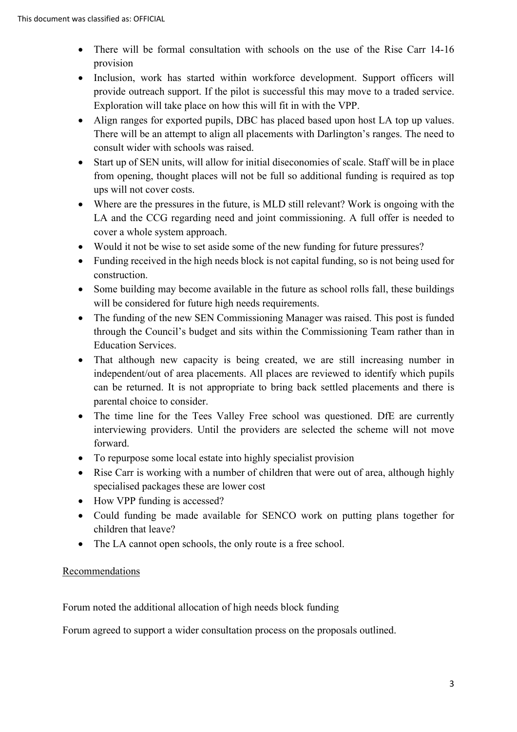- There will be formal consultation with schools on the use of the Rise Carr 14-16 provision
- Inclusion, work has started within workforce development. Support officers will provide outreach support. If the pilot is successful this may move to a traded service. Exploration will take place on how this will fit in with the VPP.
- Align ranges for exported pupils, DBC has placed based upon host LA top up values. There will be an attempt to align all placements with Darlington's ranges. The need to consult wider with schools was raised.
- Start up of SEN units, will allow for initial diseconomies of scale. Staff will be in place from opening, thought places will not be full so additional funding is required as top ups will not cover costs.
- Where are the pressures in the future, is MLD still relevant? Work is ongoing with the LA and the CCG regarding need and joint commissioning. A full offer is needed to cover a whole system approach.
- Would it not be wise to set aside some of the new funding for future pressures?
- Funding received in the high needs block is not capital funding, so is not being used for construction.
- Some building may become available in the future as school rolls fall, these buildings will be considered for future high needs requirements.
- The funding of the new SEN Commissioning Manager was raised. This post is funded through the Council's budget and sits within the Commissioning Team rather than in Education Services.
- That although new capacity is being created, we are still increasing number in independent/out of area placements. All places are reviewed to identify which pupils can be returned. It is not appropriate to bring back settled placements and there is parental choice to consider.
- The time line for the Tees Valley Free school was questioned. DfE are currently interviewing providers. Until the providers are selected the scheme will not move forward.
- To repurpose some local estate into highly specialist provision
- Rise Carr is working with a number of children that were out of area, although highly specialised packages these are lower cost
- How VPP funding is accessed?
- Could funding be made available for SENCO work on putting plans together for children that leave?
- The LA cannot open schools, the only route is a free school.

<u>Recommendations</u>

Forum noted the additional allocation of high needs block funding

Forum agreed to support a wider consultation process on the proposals outlined.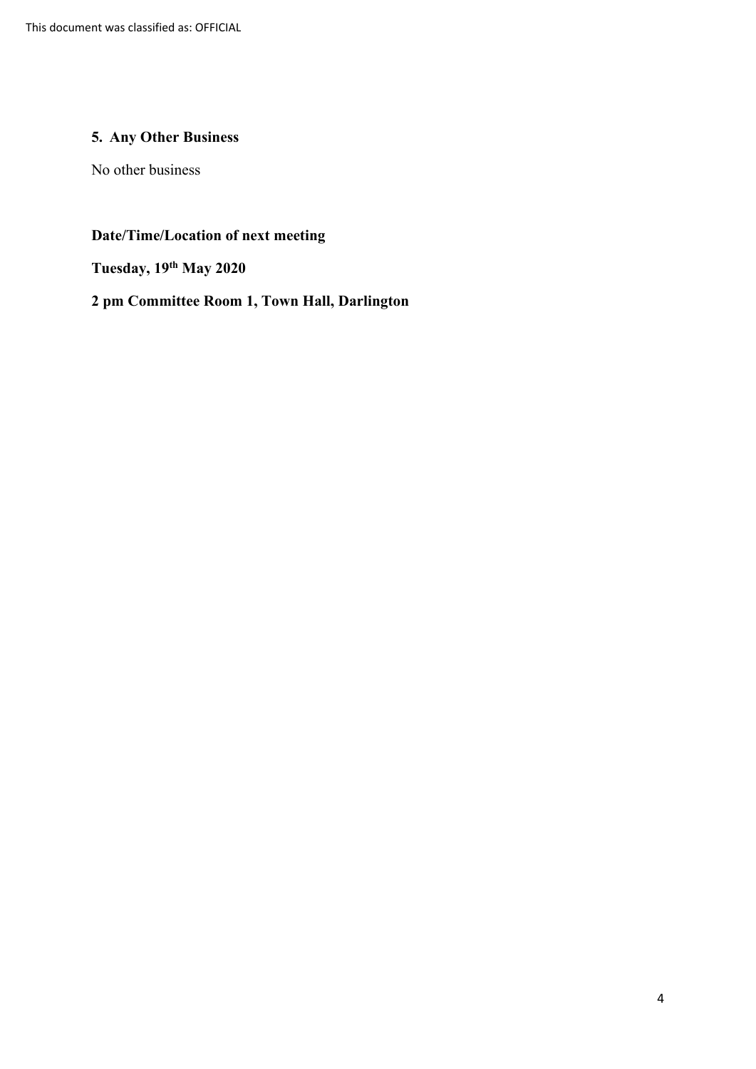## 5. Any Other Business

No other business

**Date/Time/Location of next meeting**

**Tuesday, 19th May 2020**

**2 pm Committee Room 1, Town Hall, Darlington**